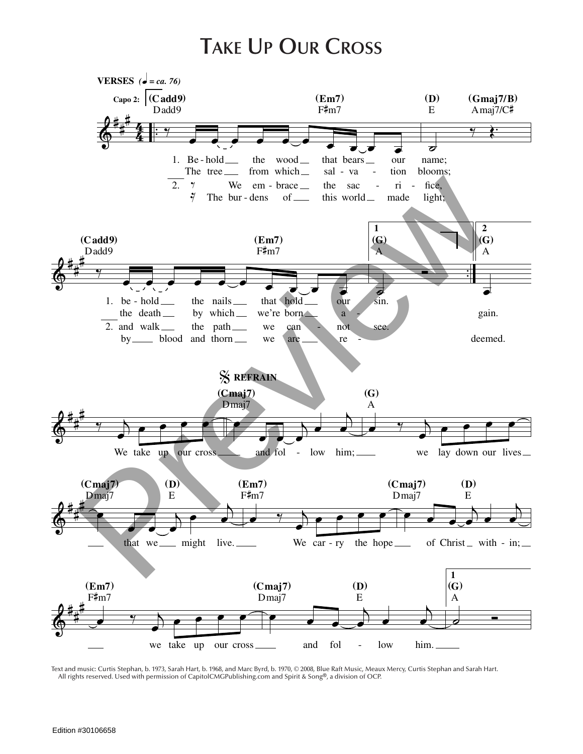# TAKE UP OUR CROSS

**VERSES** (♩ = ca. 76)

Capo 2: (Cadd9) Dadd9 — (Em7) F♯m7 — (D) E — (Gmaj7/B) Amaj7/C♯

1. Be-hold the wood that bears our name;
The tree from which sal-va-tion blooms;
2. We em-brace the sac-ri-fice,
The bur-dens of this world made light;

(Cadd9) Dadd9 — (Em7) F♯m7 — 1 (G) A — 2 (G) A

1. be-hold the nails that hold our sin.
the death by which we're born a-gain.
2. and walk the path we can-not see.
by blood and thorn we are re-deemed.

**REFRAIN**

(Cmaj7) Dmaj7 — (G) A

We take up our cross and fol-low him; we lay down our lives

(Cmaj7) Dmaj7 — (D) E — (Em7) F♯m7 — (Cmaj7) Dmaj7 — (D) E

that we might live. We car-ry the hope of Christ with-in;

(Em7) F♯m7 — (Cmaj7) Dmaj7 — (D) E — 1 (G) A

we take up our cross and fol-low him.

Text and music: Curtis Stephan, b. 1973, Sarah Hart, b. 1968, and Marc Byrd, b. 1970, © 2008, Blue Raft Music, Meaux Mercy, Curtis Stephan and Sarah Hart. All rights reserved. Used with permission of CapitolCMGPublishing.com and Spirit & Song®, a division of OCP.

Edition #30106658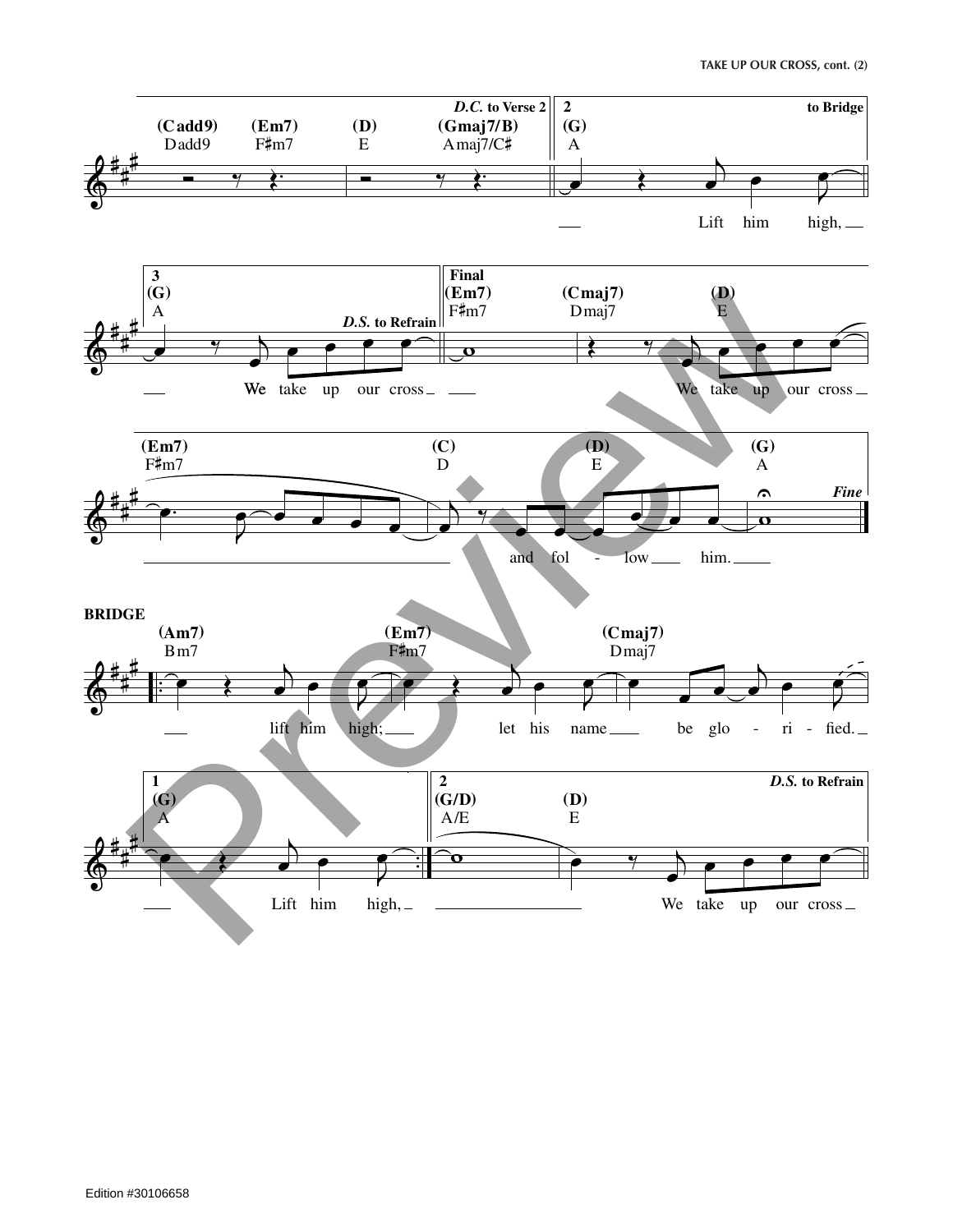D.C. to Verse 2

(Cadd9) Dadd9 (Em7) F♯m7 (D) E (Gmaj7/B) Amaj7/C♯

2 (G) A — to Bridge

Lift him high,

3 (G) A — D.S. to Refrain

We take up our cross

Final (Em7) F♯m7 (Cmaj7) Dmaj7 (D) E

We take up our cross

(Em7) F♯m7 (C) D (D) E (G) A — *Fine*

and fol - low him.

**BRIDGE**

(Am7) Bm7 (Em7) F♯m7 (Cmaj7) Dmaj7

lift him high; let his name be glo - ri - fied.

1 (G) A

Lift him high,

2 (G/D) A/E (D) E — *D.S.* to Refrain

We take up our cross

Edition #30106658